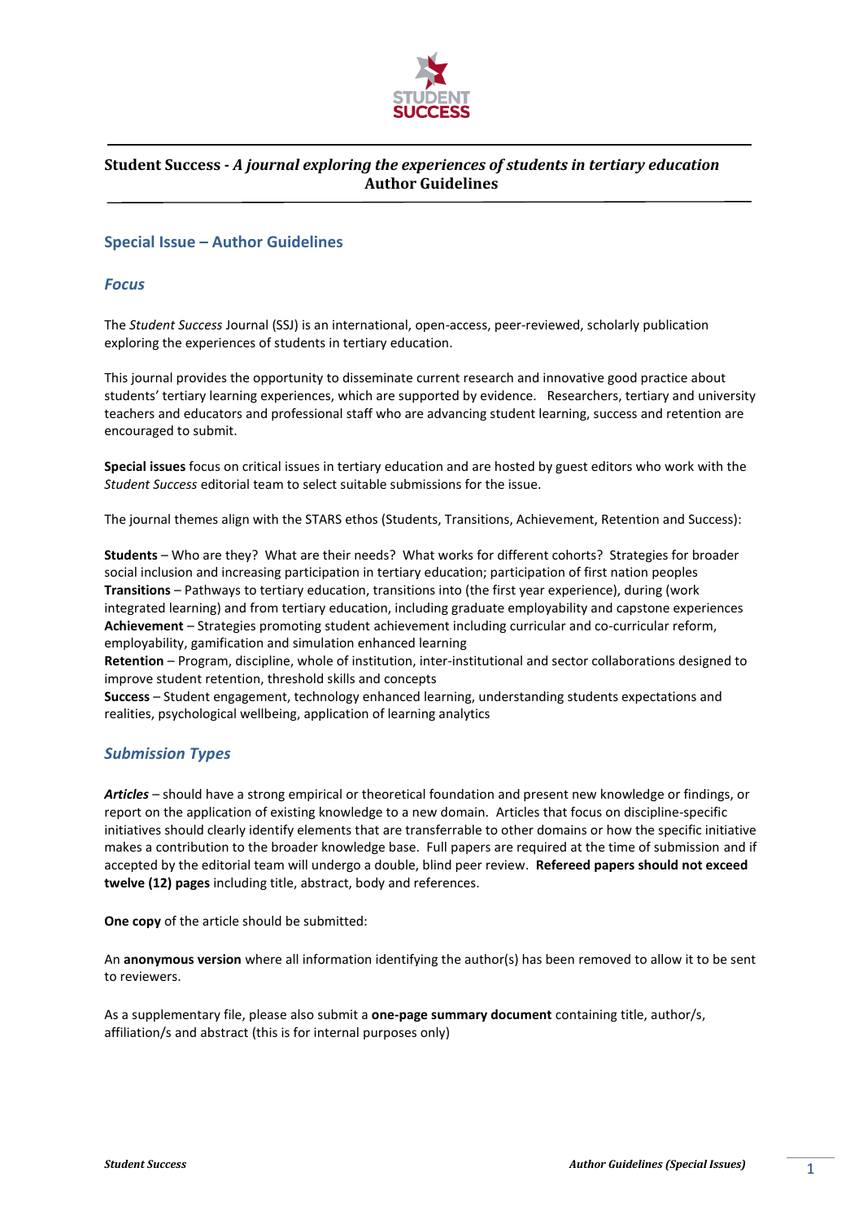**Student Success - *A journal exploring the experiences of students in tertiary education***
**Author Guidelines**

## Special Issue – Author Guidelines

### *Focus*

The *Student Success* Journal (SSJ) is an international, open-access, peer-reviewed, scholarly publication exploring the experiences of students in tertiary education.

This journal provides the opportunity to disseminate current research and innovative good practice about students' tertiary learning experiences, which are supported by evidence. Researchers, tertiary and university teachers and educators and professional staff who are advancing student learning, success and retention are encouraged to submit.

**Special issues** focus on critical issues in tertiary education and are hosted by guest editors who work with the *Student Success* editorial team to select suitable submissions for the issue.

The journal themes align with the STARS ethos (Students, Transitions, Achievement, Retention and Success):

**Students** – Who are they? What are their needs? What works for different cohorts? Strategies for broader social inclusion and increasing participation in tertiary education; participation of first nation peoples
**Transitions** – Pathways to tertiary education, transitions into (the first year experience), during (work integrated learning) and from tertiary education, including graduate employability and capstone experiences
**Achievement** – Strategies promoting student achievement including curricular and co-curricular reform, employability, gamification and simulation enhanced learning
**Retention** – Program, discipline, whole of institution, inter-institutional and sector collaborations designed to improve student retention, threshold skills and concepts
**Success** – Student engagement, technology enhanced learning, understanding students expectations and realities, psychological wellbeing, application of learning analytics

### *Submission Types*

***Articles*** – should have a strong empirical or theoretical foundation and present new knowledge or findings, or report on the application of existing knowledge to a new domain. Articles that focus on discipline-specific initiatives should clearly identify elements that are transferrable to other domains or how the specific initiative makes a contribution to the broader knowledge base. Full papers are required at the time of submission and if accepted by the editorial team will undergo a double, blind peer review. **Refereed papers should not exceed twelve (12) pages** including title, abstract, body and references.

**One copy** of the article should be submitted:

An **anonymous version** where all information identifying the author(s) has been removed to allow it to be sent to reviewers.

As a supplementary file, please also submit a **one-page summary document** containing title, author/s, affiliation/s and abstract (this is for internal purposes only)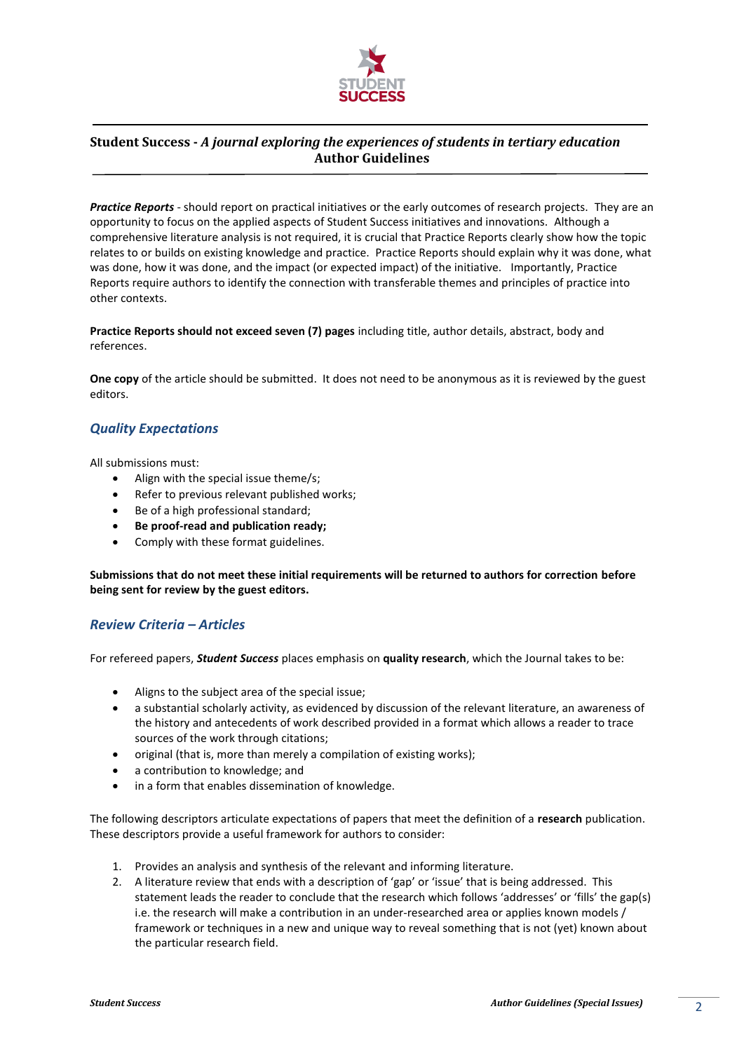**Student Success - *A journal exploring the experiences of students in tertiary education***
**Author Guidelines**

***Practice Reports*** - should report on practical initiatives or the early outcomes of research projects. They are an opportunity to focus on the applied aspects of Student Success initiatives and innovations. Although a comprehensive literature analysis is not required, it is crucial that Practice Reports clearly show how the topic relates to or builds on existing knowledge and practice. Practice Reports should explain why it was done, what was done, how it was done, and the impact (or expected impact) of the initiative. Importantly, Practice Reports require authors to identify the connection with transferable themes and principles of practice into other contexts.

**Practice Reports should not exceed seven (7) pages** including title, author details, abstract, body and references.

**One copy** of the article should be submitted. It does not need to be anonymous as it is reviewed by the guest editors.

## *Quality Expectations*

All submissions must:

- Align with the special issue theme/s;
- Refer to previous relevant published works;
- Be of a high professional standard;
- **Be proof-read and publication ready;**
- Comply with these format guidelines.

**Submissions that do not meet these initial requirements will be returned to authors for correction before being sent for review by the guest editors.**

## *Review Criteria – Articles*

For refereed papers, ***Student Success*** places emphasis on **quality research**, which the Journal takes to be:

- Aligns to the subject area of the special issue;
- a substantial scholarly activity, as evidenced by discussion of the relevant literature, an awareness of the history and antecedents of work described provided in a format which allows a reader to trace sources of the work through citations;
- original (that is, more than merely a compilation of existing works);
- a contribution to knowledge; and
- in a form that enables dissemination of knowledge.

The following descriptors articulate expectations of papers that meet the definition of a **research** publication. These descriptors provide a useful framework for authors to consider:

1. Provides an analysis and synthesis of the relevant and informing literature.
2. A literature review that ends with a description of 'gap' or 'issue' that is being addressed. This statement leads the reader to conclude that the research which follows 'addresses' or 'fills' the gap(s) i.e. the research will make a contribution in an under-researched area or applies known models / framework or techniques in a new and unique way to reveal something that is not (yet) known about the particular research field.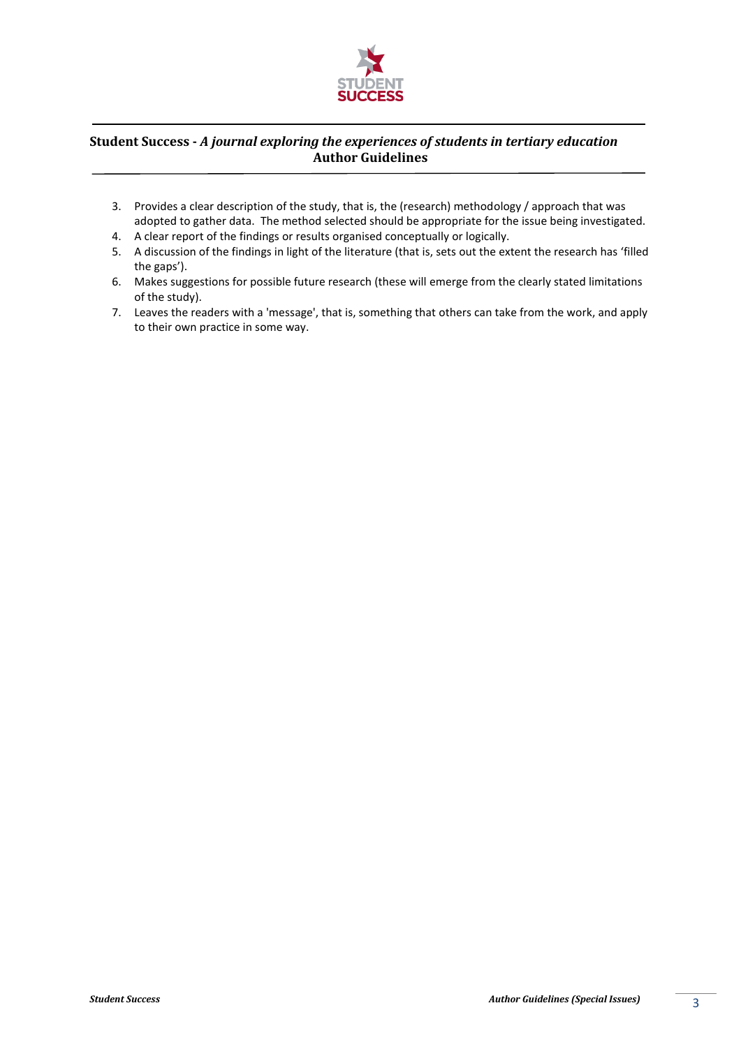3. Provides a clear description of the study, that is, the (research) methodology / approach that was adopted to gather data. The method selected should be appropriate for the issue being investigated.
4. A clear report of the findings or results organised conceptually or logically.
5. A discussion of the findings in light of the literature (that is, sets out the extent the research has 'filled the gaps').
6. Makes suggestions for possible future research (these will emerge from the clearly stated limitations of the study).
7. Leaves the readers with a 'message', that is, something that others can take from the work, and apply to their own practice in some way.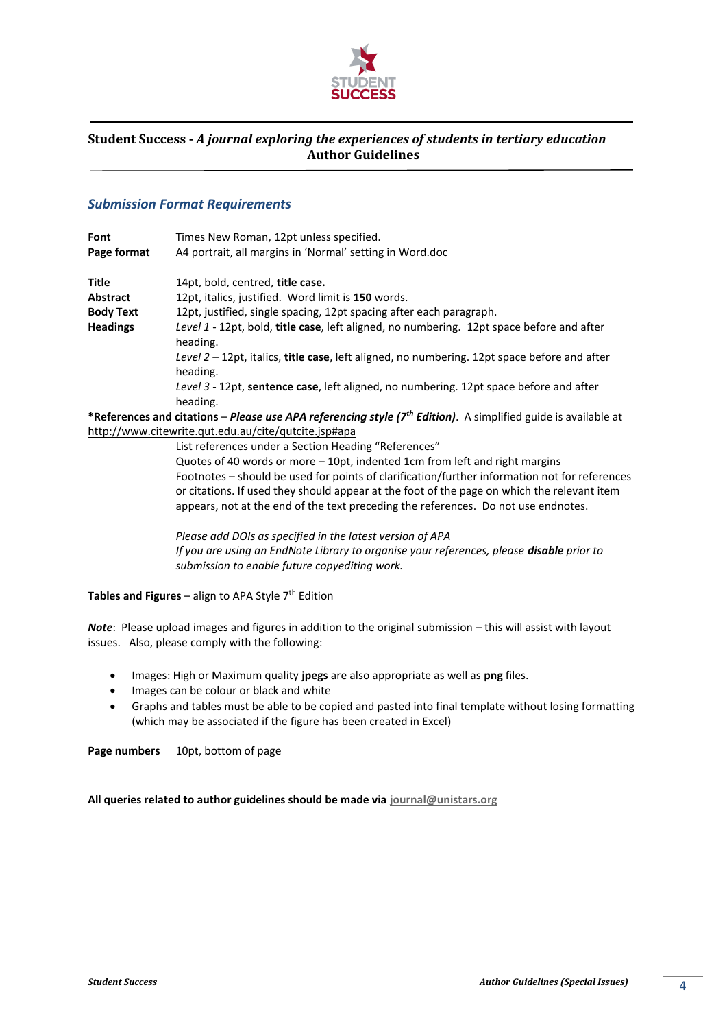**Student Success - *A journal exploring the experiences of students in tertiary education***
**Author Guidelines**

## *Submission Format Requirements*

**Font** Times New Roman, 12pt unless specified.
**Page format** A4 portrait, all margins in 'Normal' setting in Word.doc

**Title** 14pt, bold, centred, **title case.**
**Abstract** 12pt, italics, justified. Word limit is **150** words.
**Body Text** 12pt, justified, single spacing, 12pt spacing after each paragraph.
**Headings** *Level 1* - 12pt, bold, **title case**, left aligned, no numbering. 12pt space before and after heading.
*Level 2* – 12pt, italics, **title case**, left aligned, no numbering. 12pt space before and after heading.
*Level 3* - 12pt, **sentence case**, left aligned, no numbering. 12pt space before and after heading.

***References and citations** – ***Please use APA referencing style (7th Edition)***. A simplified guide is available at http://www.citewrite.qut.edu.au/cite/qutcite.jsp#apa

List references under a Section Heading "References"
Quotes of 40 words or more – 10pt, indented 1cm from left and right margins
Footnotes – should be used for points of clarification/further information not for references or citations. If used they should appear at the foot of the page on which the relevant item appears, not at the end of the text preceding the references. Do not use endnotes.

*Please add DOIs as specified in the latest version of APA*
*If you are using an EndNote Library to organise your references, please* ***disable*** *prior to submission to enable future copyediting work.*

**Tables and Figures** – align to APA Style 7th Edition

***Note***: Please upload images and figures in addition to the original submission – this will assist with layout issues. Also, please comply with the following:

- Images: High or Maximum quality **jpegs** are also appropriate as well as **png** files.
- Images can be colour or black and white
- Graphs and tables must be able to be copied and pasted into final template without losing formatting (which may be associated if the figure has been created in Excel)

**Page numbers** 10pt, bottom of page

**All queries related to author guidelines should be made via journal@unistars.org**